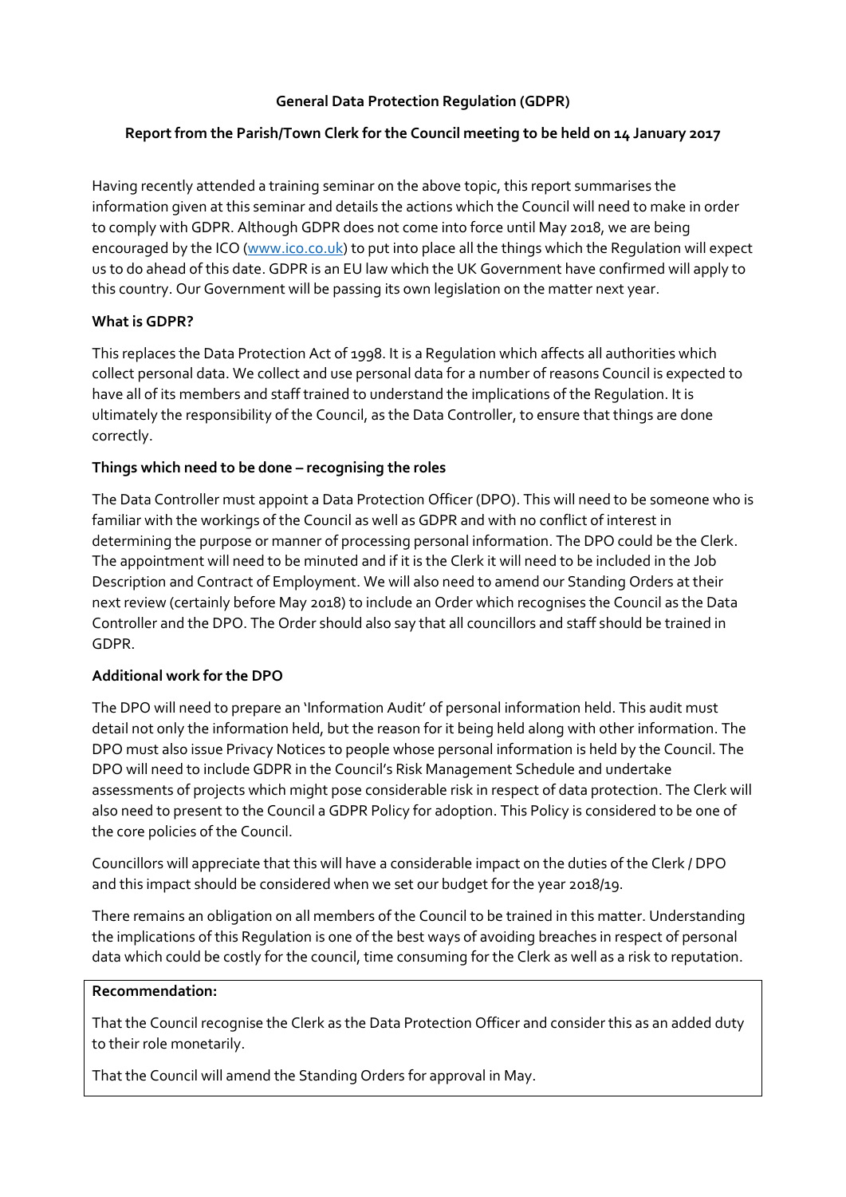# General Data Protection Regulation (GDPR)

## Report from the Parish/Town Clerk for the Council meeting to be held on 14 January 2017

Having recently attended a training seminar on the above topic, this report summarises the information given at this seminar and details the actions which the Council will need to make in order to comply with GDPR. Although GDPR does not come into force until May 2018, we are being encouraged by the ICO ([www.ico.co.uk](www.ico.co.uk)) to put into place all the things which the Regulation will expect us to do ahead of this date. GDPR is an EU law which the UK Government have confirmed will apply to this country. Our Government will be passing its own legislation on the matter next year.

### What is GDPR?

This replaces the Data Protection Act of 1998. It is a Regulation which affects all authorities which collect personal data. We collect and use personal data for a number of reasons Council is expected to have all of its members and staff trained to understand the implications of the Regulation. It is ultimately the responsibility of the Council, as the Data Controller, to ensure that things are done correctly.

### Things which need to be done – recognising the roles

The Data Controller must appoint a Data Protection Officer (DPO). This will need to be someone who is familiar with the workings of the Council as well as GDPR and with no conflict of interest in determining the purpose or manner of processing personal information. The DPO could be the Clerk. The appointment will need to be minuted and if it is the Clerk it will need to be included in the Job Description and Contract of Employment. We will also need to amend our Standing Orders at their next review (certainly before May 2018) to include an Order which recognises the Council as the Data Controller and the DPO. The Order should also say that all councillors and staff should be trained in GDPR.

### Additional work for the DPO

The DPO will need to prepare an 'Information Audit' of personal information held. This audit must detail not only the information held, but the reason for it being held along with other information. The DPO must also issue Privacy Notices to people whose personal information is held by the Council. The DPO will need to include GDPR in the Council's Risk Management Schedule and undertake assessments of projects which might pose considerable risk in respect of data protection. The Clerk will also need to present to the Council a GDPR Policy for adoption. This Policy is considered to be one of the core policies of the Council.

Councillors will appreciate that this will have a considerable impact on the duties of the Clerk / DPO and this impact should be considered when we set our budget for the year 2018/19.

There remains an obligation on all members of the Council to be trained in this matter. Understanding the implications of this Regulation is one of the best ways of avoiding breaches in respect of personal data which could be costly for the council, time consuming for the Clerk as well as a risk to reputation.

**Recommendation:**

That the Council recognise the Clerk as the Data Protection Officer and consider this as an added duty to their role monetarily.

That the Council will amend the Standing Orders for approval in May.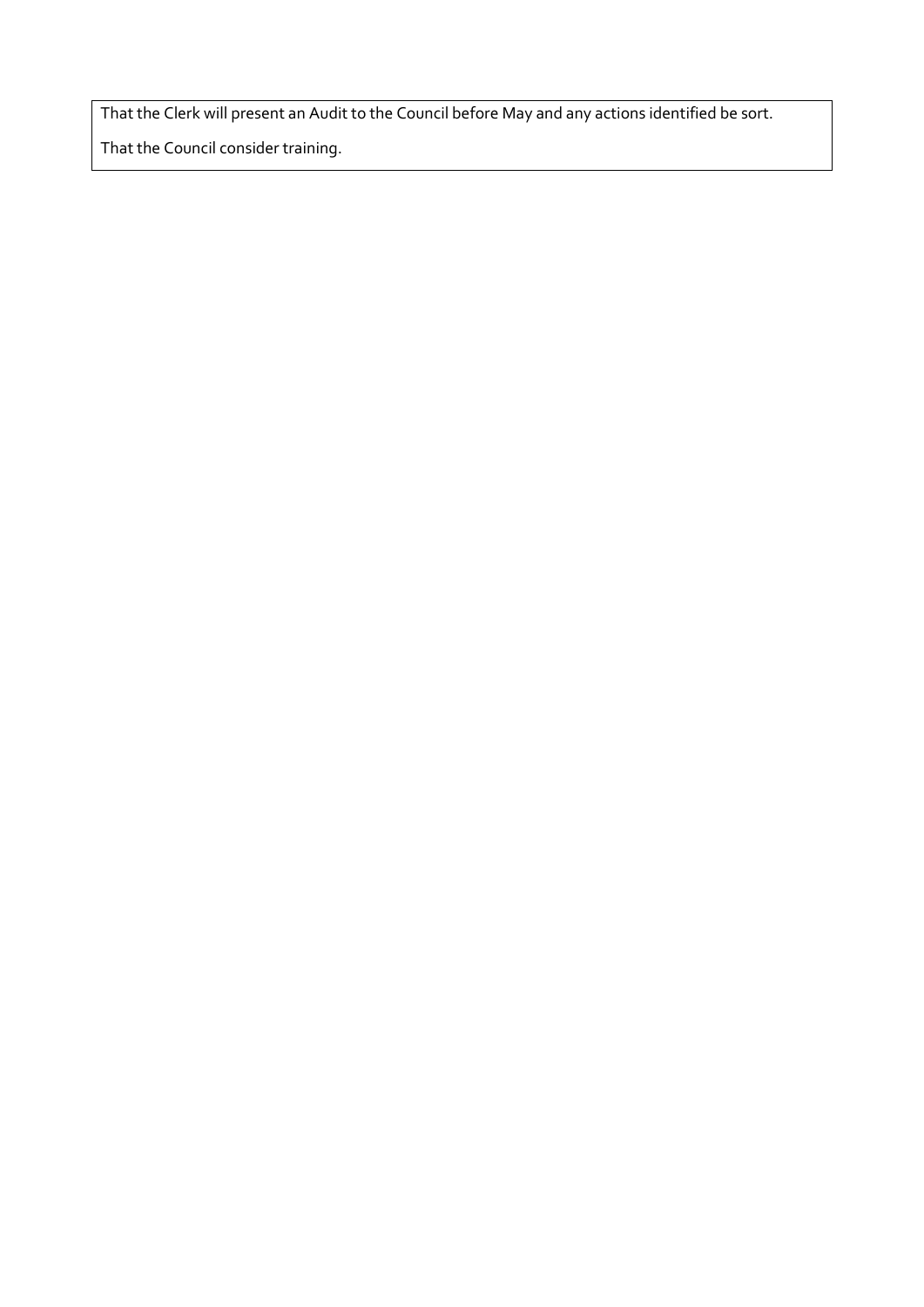That the Clerk will present an Audit to the Council before May and any actions identified be sort.

That the Council consider training.